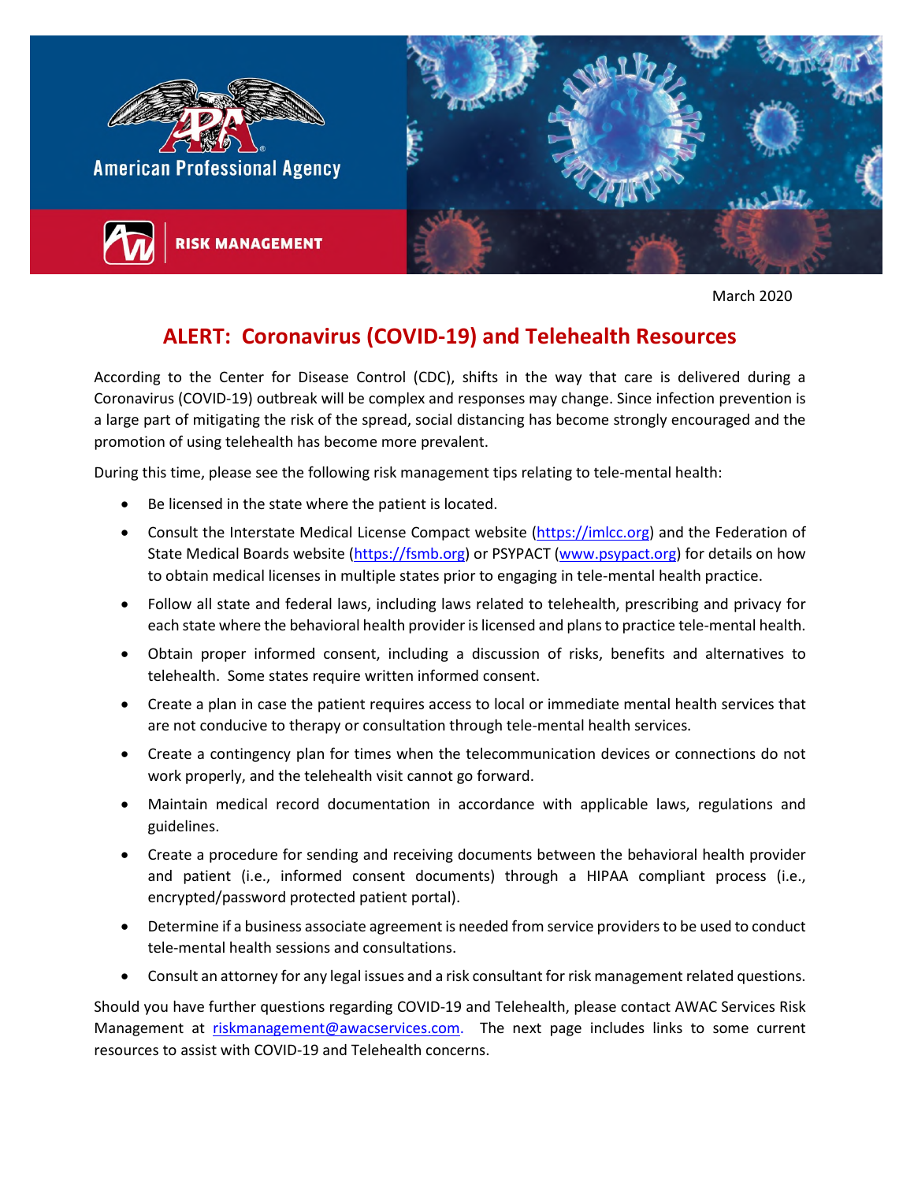American Professional Agency

RISK MANAGEMENT

March 2020

# ALERT: Coronavirus (COVID-19) and Telehealth Resources

According to the Center for Disease Control (CDC), shifts in the way that care is delivered during a Coronavirus (COVID-19) outbreak will be complex and responses may change. Since infection prevention is a large part of mitigating the risk of the spread, social distancing has become strongly encouraged and the promotion of using telehealth has become more prevalent.

During this time, please see the following risk management tips relating to tele-mental health:

- Be licensed in the state where the patient is located.
- Consult the Interstate Medical License Compact website (https://imlcc.org) and the Federation of State Medical Boards website (https://fsmb.org) or PSYPACT (www.psypact.org) for details on how to obtain medical licenses in multiple states prior to engaging in tele-mental health practice.
- Follow all state and federal laws, including laws related to telehealth, prescribing and privacy for each state where the behavioral health provider is licensed and plans to practice tele-mental health.
- Obtain proper informed consent, including a discussion of risks, benefits and alternatives to telehealth. Some states require written informed consent.
- Create a plan in case the patient requires access to local or immediate mental health services that are not conducive to therapy or consultation through tele-mental health services.
- Create a contingency plan for times when the telecommunication devices or connections do not work properly, and the telehealth visit cannot go forward.
- Maintain medical record documentation in accordance with applicable laws, regulations and guidelines.
- Create a procedure for sending and receiving documents between the behavioral health provider and patient (i.e., informed consent documents) through a HIPAA compliant process (i.e., encrypted/password protected patient portal).
- Determine if a business associate agreement is needed from service providers to be used to conduct tele-mental health sessions and consultations.
- Consult an attorney for any legal issues and a risk consultant for risk management related questions.

Should you have further questions regarding COVID-19 and Telehealth, please contact AWAC Services Risk Management at riskmanagement@awacservices.com. The next page includes links to some current resources to assist with COVID-19 and Telehealth concerns.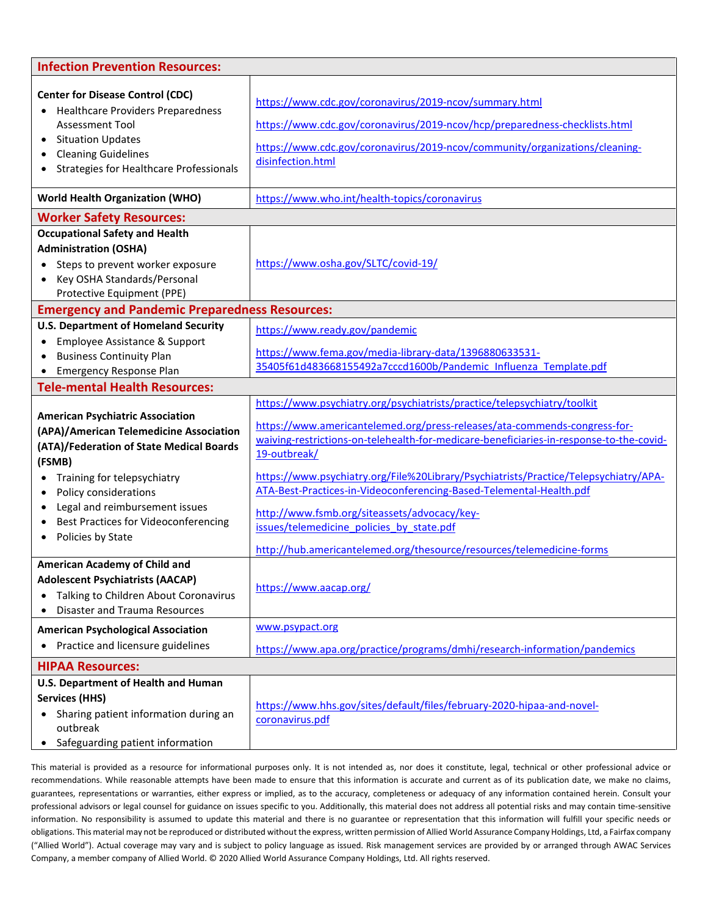| | |
|---|---|
| **Infection Prevention Resources:** | |
| **Center for Disease Control (CDC)**<br>• Healthcare Providers Preparedness Assessment Tool<br>• Situation Updates<br>• Cleaning Guidelines<br>• Strategies for Healthcare Professionals | https://www.cdc.gov/coronavirus/2019-ncov/summary.html<br>https://www.cdc.gov/coronavirus/2019-ncov/hcp/preparedness-checklists.html<br>https://www.cdc.gov/coronavirus/2019-ncov/community/organizations/cleaning-disinfection.html |
| **World Health Organization (WHO)** | https://www.who.int/health-topics/coronavirus |
| **Worker Safety Resources:** | |
| **Occupational Safety and Health Administration (OSHA)**<br>• Steps to prevent worker exposure<br>• Key OSHA Standards/Personal Protective Equipment (PPE) | https://www.osha.gov/SLTC/covid-19/ |
| **Emergency and Pandemic Preparedness Resources:** | |
| **U.S. Department of Homeland Security**<br>• Employee Assistance & Support<br>• Business Continuity Plan<br>• Emergency Response Plan | https://www.ready.gov/pandemic<br>https://www.fema.gov/media-library-data/1396880633531-35405f61d483668155492a7cccd1600b/Pandemic_Influenza_Template.pdf |
| **Tele-mental Health Resources:** | |
| **American Psychiatric Association (APA)/American Telemedicine Association (ATA)/Federation of State Medical Boards (FSMB)**<br>• Training for telepsychiatry<br>• Policy considerations<br>• Legal and reimbursement issues<br>• Best Practices for Videoconferencing<br>• Policies by State | https://www.psychiatry.org/psychiatrists/practice/telepsychiatry/toolkit<br>https://www.americantelemed.org/press-releases/ata-commends-congress-for-waiving-restrictions-on-telehealth-for-medicare-beneficiaries-in-response-to-the-covid-19-outbreak/<br>https://www.psychiatry.org/File%20Library/Psychiatrists/Practice/Telepsychiatry/APA-ATA-Best-Practices-in-Videoconferencing-Based-Telemental-Health.pdf<br>http://www.fsmb.org/siteassets/advocacy/key-issues/telemedicine_policies_by_state.pdf<br>http://hub.americantelemed.org/thesource/resources/telemedicine-forms |
| **American Academy of Child and Adolescent Psychiatrists (AACAP)**<br>• Talking to Children About Coronavirus<br>• Disaster and Trauma Resources | https://www.aacap.org/ |
| **American Psychological Association**<br>• Practice and licensure guidelines | www.psypact.org<br>https://www.apa.org/practice/programs/dmhi/research-information/pandemics |
| **HIPAA Resources:** | |
| **U.S. Department of Health and Human Services (HHS)**<br>• Sharing patient information during an outbreak<br>• Safeguarding patient information | https://www.hhs.gov/sites/default/files/february-2020-hipaa-and-novel-coronavirus.pdf |

This material is provided as a resource for informational purposes only. It is not intended as, nor does it constitute, legal, technical or other professional advice or recommendations. While reasonable attempts have been made to ensure that this information is accurate and current as of its publication date, we make no claims, guarantees, representations or warranties, either express or implied, as to the accuracy, completeness or adequacy of any information contained herein. Consult your professional advisors or legal counsel for guidance on issues specific to you. Additionally, this material does not address all potential risks and may contain time-sensitive information. No responsibility is assumed to update this material and there is no guarantee or representation that this information will fulfill your specific needs or obligations. This material may not be reproduced or distributed without the express, written permission of Allied World Assurance Company Holdings, Ltd, a Fairfax company ("Allied World"). Actual coverage may vary and is subject to policy language as issued. Risk management services are provided by or arranged through AWAC Services Company, a member company of Allied World. © 2020 Allied World Assurance Company Holdings, Ltd. All rights reserved.